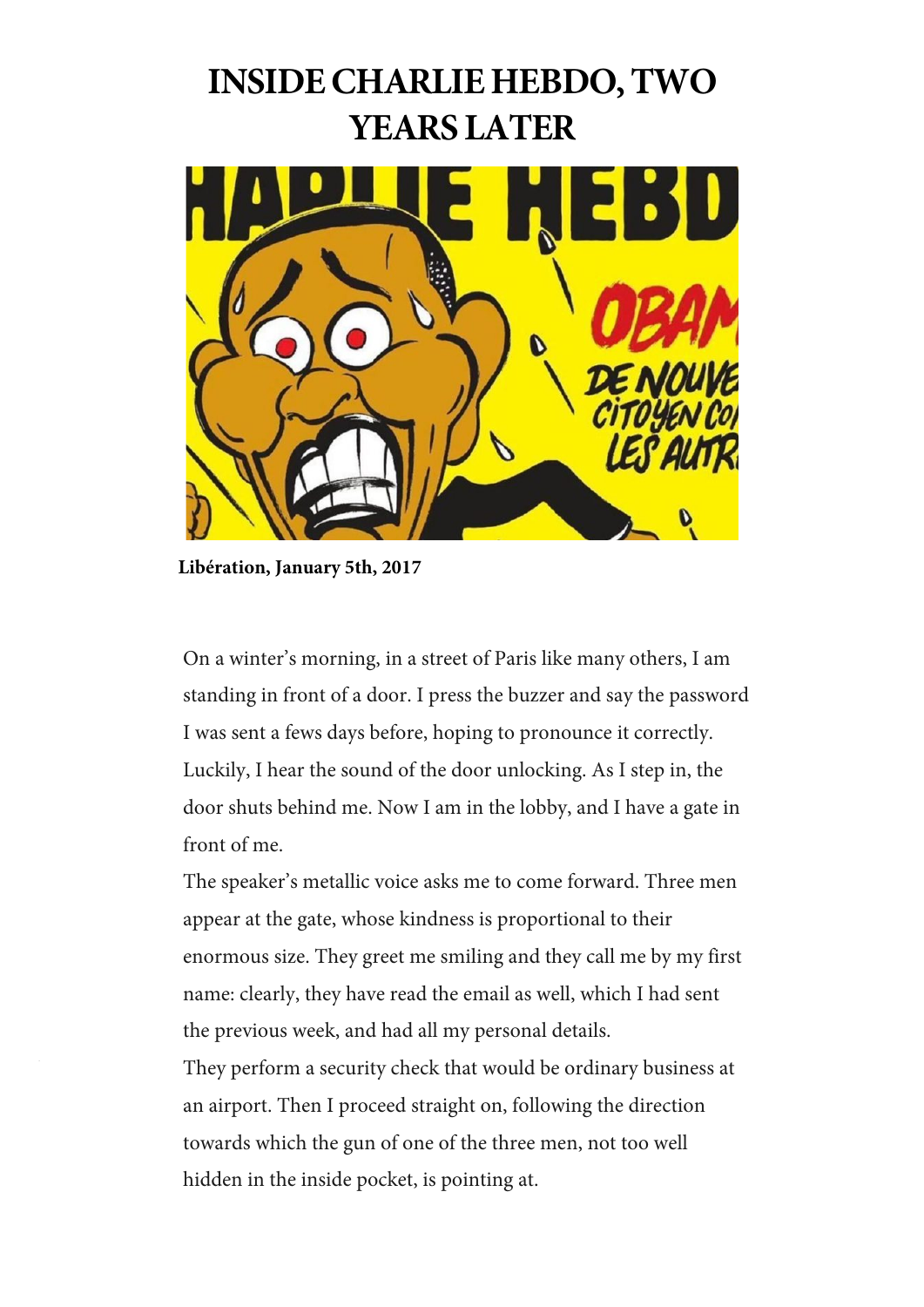# INSIDE CHARLIE HEBDO, TWO YEARS LATER

**Libération, January 5th, 2017**

On a winter's morning, in a street of Paris like many others, I am standing in front of a door. I press the buzzer and say the password I was sent a fews days before, hoping to pronounce it correctly. Luckily, I hear the sound of the door unlocking. As I step in, the door shuts behind me. Now I am in the lobby, and I have a gate in front of me.

The speaker's metallic voice asks me to come forward. Three men appear at the gate, whose kindness is proportional to their enormous size. They greet me smiling and they call me by my first name: clearly, they have read the email as well, which I had sent the previous week, and had all my personal details.

They perform a security check that would be ordinary business at an airport. Then I proceed straight on, following the direction towards which the gun of one of the three men, not too well hidden in the inside pocket, is pointing at.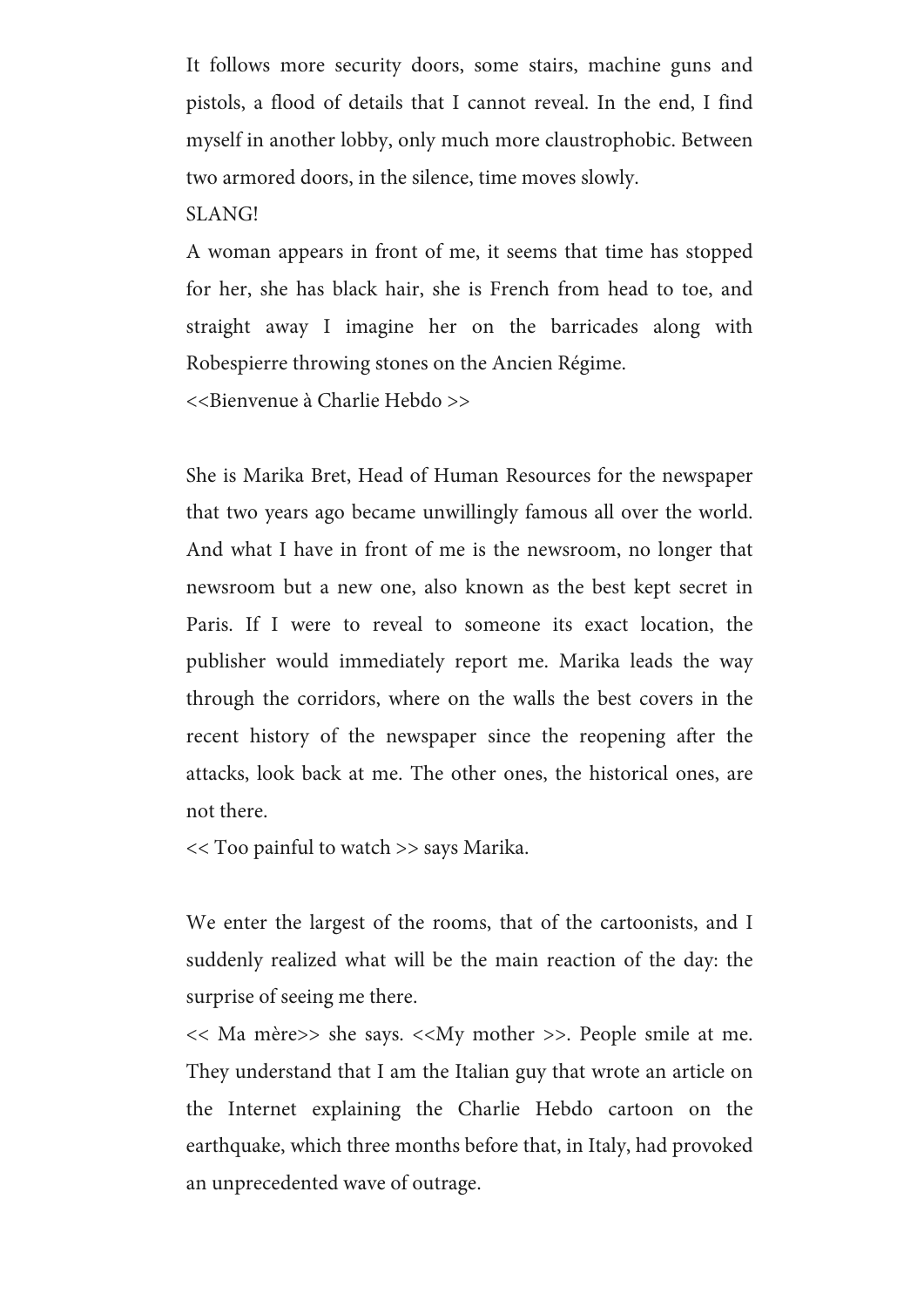It follows more security doors, some stairs, machine guns and pistols, a flood of details that I cannot reveal. In the end, I find myself in another lobby, only much more claustrophobic. Between two armored doors, in the silence, time moves slowly.

SLANG!

A woman appears in front of me, it seems that time has stopped for her, she has black hair, she is French from head to toe, and straight away I imagine her on the barricades along with Robespierre throwing stones on the Ancien Régime.

<<Bienvenue à Charlie Hebdo >>

She is Marika Bret, Head of Human Resources for the newspaper that two years ago became unwillingly famous all over the world. And what I have in front of me is the newsroom, no longer that newsroom but a new one, also known as the best kept secret in Paris. If I were to reveal to someone its exact location, the publisher would immediately report me. Marika leads the way through the corridors, where on the walls the best covers in the recent history of the newspaper since the reopening after the attacks, look back at me. The other ones, the historical ones, are not there.

<< Too painful to watch >> says Marika.

We enter the largest of the rooms, that of the cartoonists, and I suddenly realized what will be the main reaction of the day: the surprise of seeing me there.

<< Ma mère>> she says. <<My mother >>. People smile at me. They understand that I am the Italian guy that wrote an article on the Internet explaining the Charlie Hebdo cartoon on the earthquake, which three months before that, in Italy, had provoked an unprecedented wave of outrage.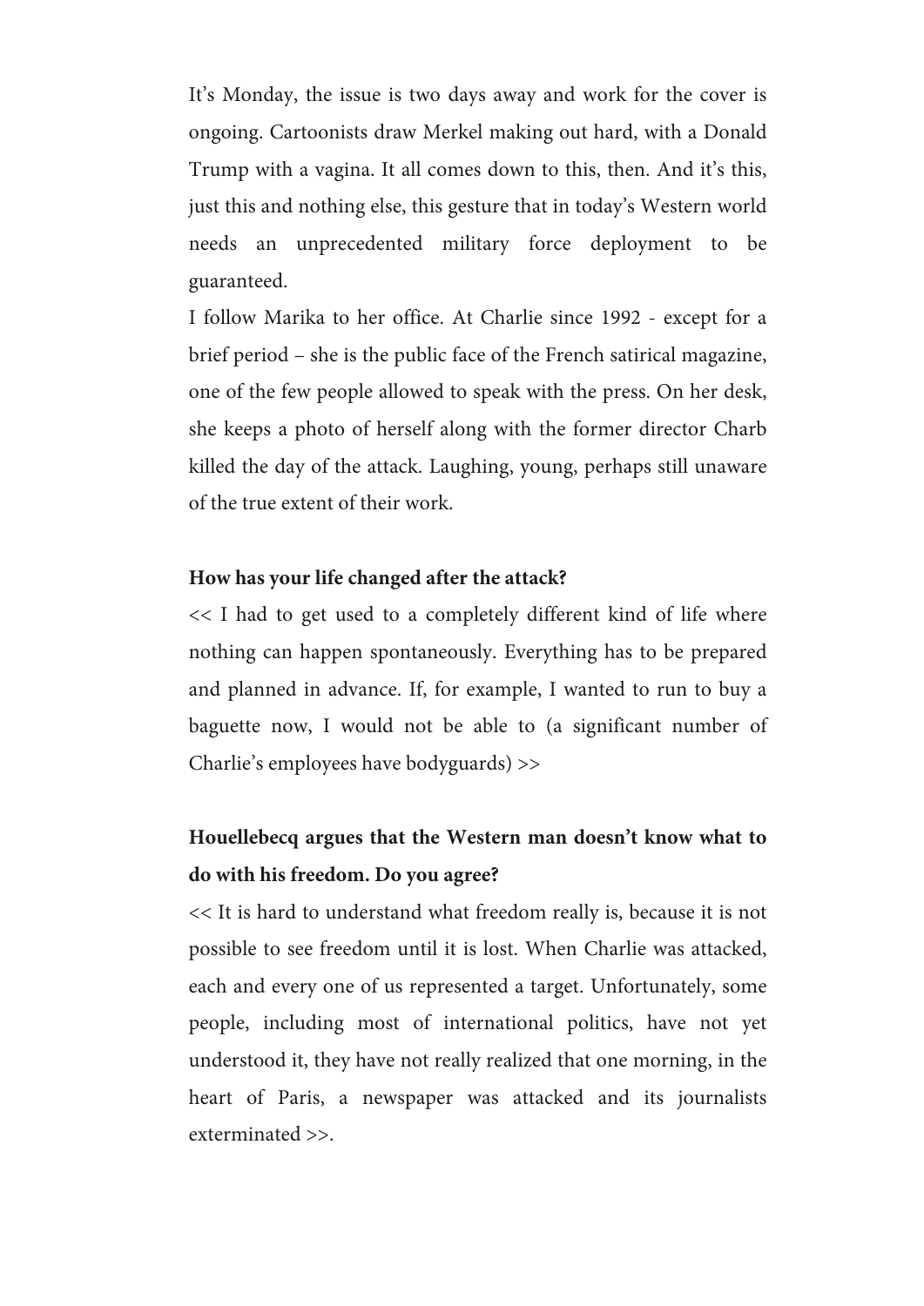It's Monday, the issue is two days away and work for the cover is ongoing. Cartoonists draw Merkel making out hard, with a Donald Trump with a vagina. It all comes down to this, then. And it's this, just this and nothing else, this gesture that in today's Western world needs an unprecedented military force deployment to be guaranteed.

I follow Marika to her office. At Charlie since 1992 - except for a brief period – she is the public face of the French satirical magazine, one of the few people allowed to speak with the press. On her desk, she keeps a photo of herself along with the former director Charb killed the day of the attack. Laughing, young, perhaps still unaware of the true extent of their work.

**How has your life changed after the attack?**

<< I had to get used to a completely different kind of life where nothing can happen spontaneously. Everything has to be prepared and planned in advance. If, for example, I wanted to run to buy a baguette now, I would not be able to (a significant number of Charlie's employees have bodyguards) >>

**Houellebecq argues that the Western man doesn't know what to do with his freedom. Do you agree?**

<< It is hard to understand what freedom really is, because it is not possible to see freedom until it is lost. When Charlie was attacked, each and every one of us represented a target. Unfortunately, some people, including most of international politics, have not yet understood it, they have not really realized that one morning, in the heart of Paris, a newspaper was attacked and its journalists exterminated >>.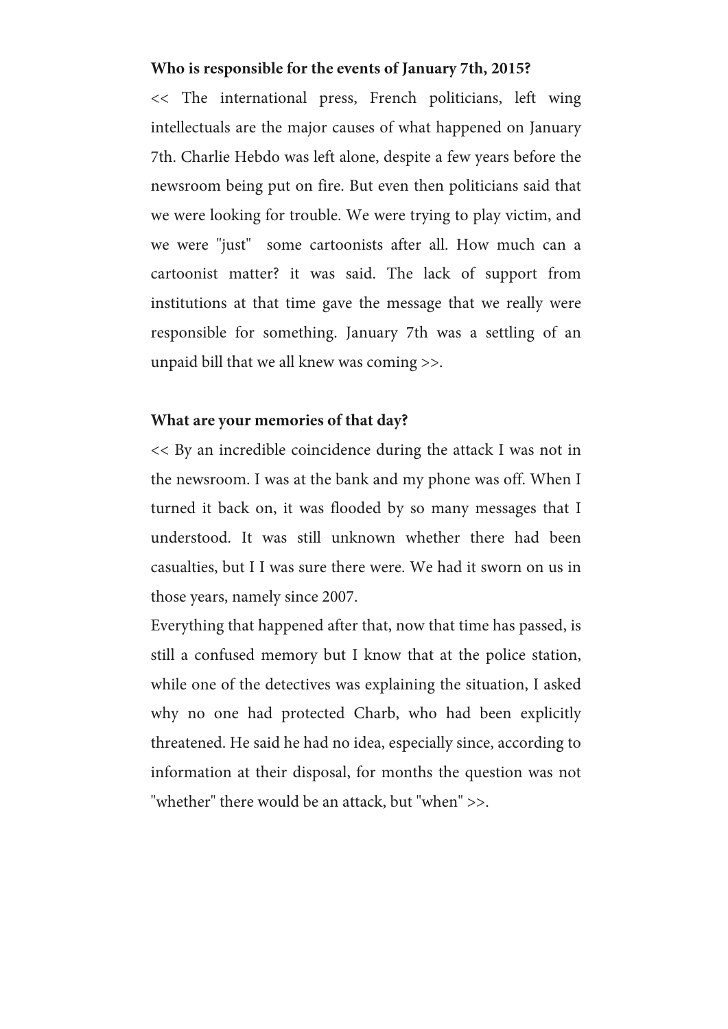**Who is responsible for the events of January 7th, 2015?**

<< The international press, French politicians, left wing intellectuals are the major causes of what happened on January 7th. Charlie Hebdo was left alone, despite a few years before the newsroom being put on fire. But even then politicians said that we were looking for trouble. We were trying to play victim, and we were "just" some cartoonists after all. How much can a cartoonist matter? it was said. The lack of support from institutions at that time gave the message that we really were responsible for something. January 7th was a settling of an unpaid bill that we all knew was coming >>.

**What are your memories of that day?**

<< By an incredible coincidence during the attack I was not in the newsroom. I was at the bank and my phone was off. When I turned it back on, it was flooded by so many messages that I understood. It was still unknown whether there had been casualties, but I I was sure there were. We had it sworn on us in those years, namely since 2007.

Everything that happened after that, now that time has passed, is still a confused memory but I know that at the police station, while one of the detectives was explaining the situation, I asked why no one had protected Charb, who had been explicitly threatened. He said he had no idea, especially since, according to information at their disposal, for months the question was not "whether" there would be an attack, but "when" >>.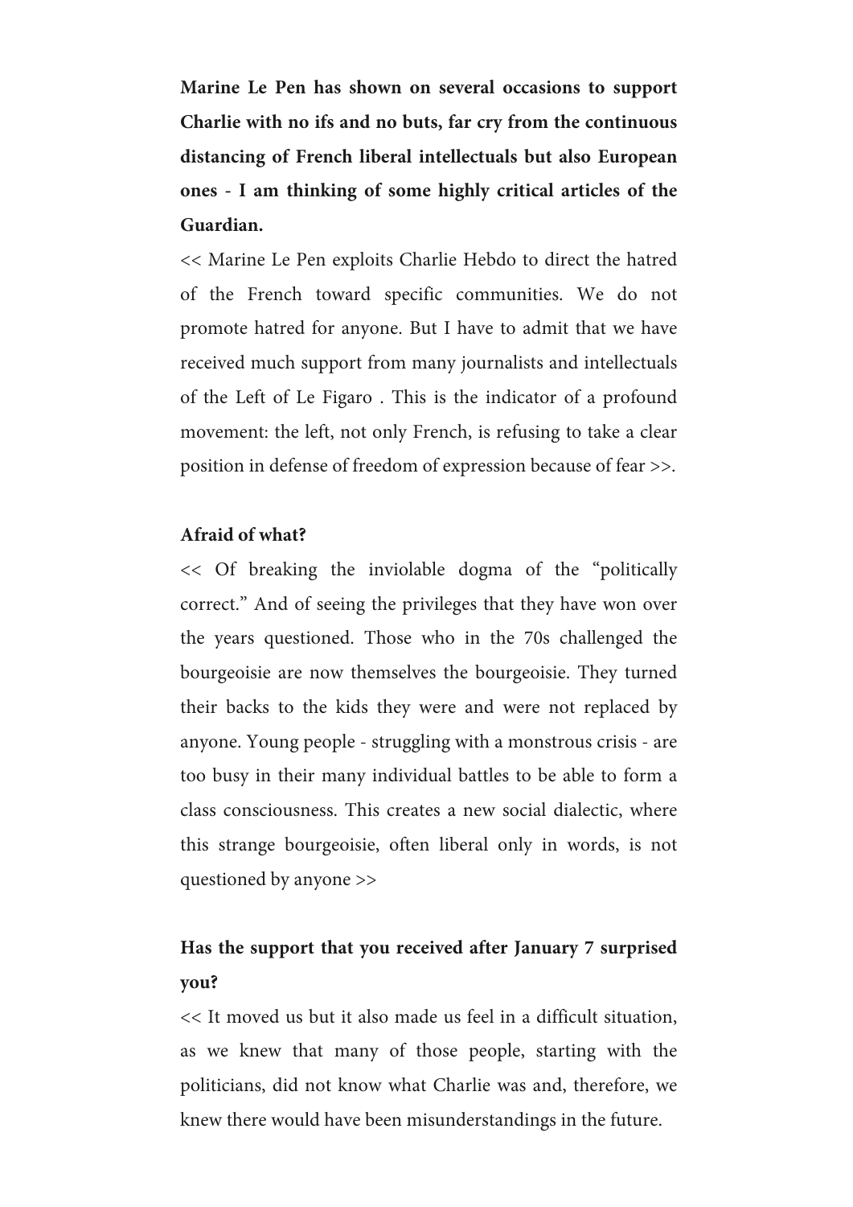**Marine Le Pen has shown on several occasions to support Charlie with no ifs and no buts, far cry from the continuous distancing of French liberal intellectuals but also European ones - I am thinking of some highly critical articles of the Guardian.**

<< Marine Le Pen exploits Charlie Hebdo to direct the hatred of the French toward specific communities. We do not promote hatred for anyone. But I have to admit that we have received much support from many journalists and intellectuals of the Left of Le Figaro . This is the indicator of a profound movement: the left, not only French, is refusing to take a clear position in defense of freedom of expression because of fear >>.

**Afraid of what?**

<< Of breaking the inviolable dogma of the "politically correct." And of seeing the privileges that they have won over the years questioned. Those who in the 70s challenged the bourgeoisie are now themselves the bourgeoisie. They turned their backs to the kids they were and were not replaced by anyone. Young people - struggling with a monstrous crisis - are too busy in their many individual battles to be able to form a class consciousness. This creates a new social dialectic, where this strange bourgeoisie, often liberal only in words, is not questioned by anyone >>

**Has the support that you received after January 7 surprised you?**

<< It moved us but it also made us feel in a difficult situation, as we knew that many of those people, starting with the politicians, did not know what Charlie was and, therefore, we knew there would have been misunderstandings in the future.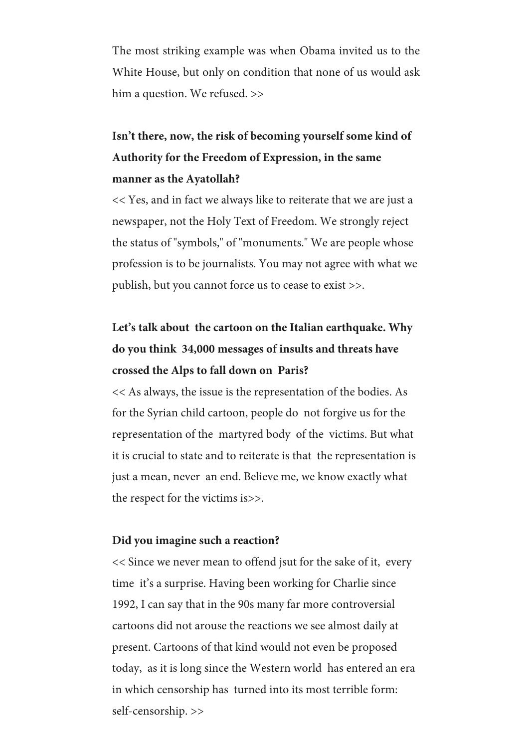The most striking example was when Obama invited us to the White House, but only on condition that none of us would ask him a question. We refused. >>

**Isn't there, now, the risk of becoming yourself some kind of Authority for the Freedom of Expression, in the same manner as the Ayatollah?**

<< Yes, and in fact we always like to reiterate that we are just a newspaper, not the Holy Text of Freedom. We strongly reject the status of "symbols," of "monuments." We are people whose profession is to be journalists. You may not agree with what we publish, but you cannot force us to cease to exist >>.

**Let's talk about the cartoon on the Italian earthquake. Why do you think 34,000 messages of insults and threats have crossed the Alps to fall down on Paris?**

<< As always, the issue is the representation of the bodies. As for the Syrian child cartoon, people do not forgive us for the representation of the martyred body of the victims. But what it is crucial to state and to reiterate is that the representation is just a mean, never an end. Believe me, we know exactly what the respect for the victims is>>.

**Did you imagine such a reaction?**

<< Since we never mean to offend jsut for the sake of it, every time it's a surprise. Having been working for Charlie since 1992, I can say that in the 90s many far more controversial cartoons did not arouse the reactions we see almost daily at present. Cartoons of that kind would not even be proposed today, as it is long since the Western world has entered an era in which censorship has turned into its most terrible form: self-censorship. >>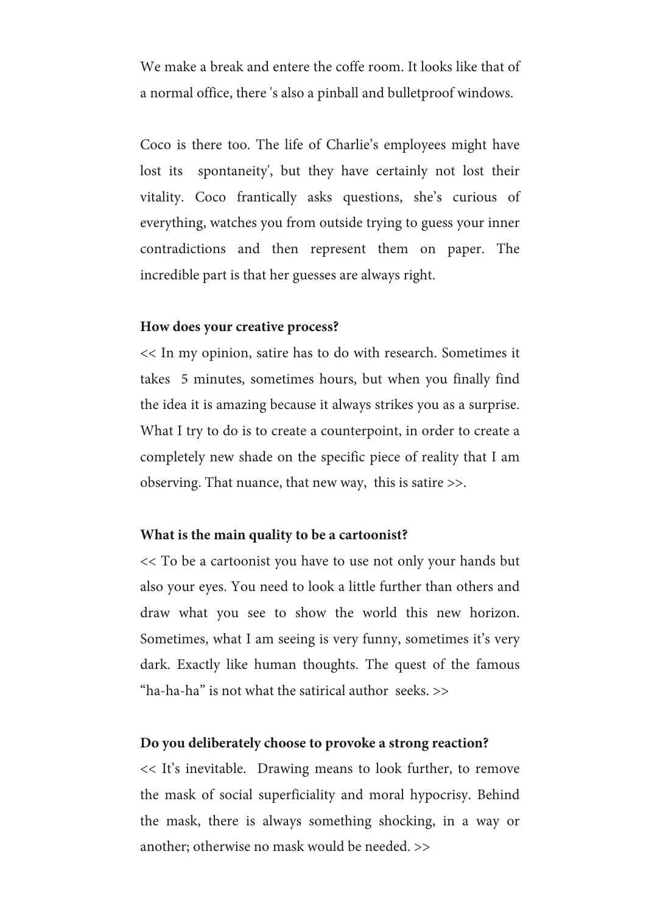We make a break and entere the coffe room. It looks like that of a normal office, there 's also a pinball and bulletproof windows.

Coco is there too. The life of Charlie's employees might have lost its  spontaneity', but they have certainly not lost their vitality. Coco frantically asks questions, she's curious of everything, watches you from outside trying to guess your inner contradictions and then represent them on paper. The incredible part is that her guesses are always right.

**How does your creative process?**

<< In my opinion, satire has to do with research. Sometimes it takes  5 minutes, sometimes hours, but when you finally find the idea it is amazing because it always strikes you as a surprise. What I try to do is to create a counterpoint, in order to create a completely new shade on the specific piece of reality that I am observing. That nuance, that new way,  this is satire >>.

**What is the main quality to be a cartoonist?**

<< To be a cartoonist you have to use not only your hands but also your eyes. You need to look a little further than others and draw what you see to show the world this new horizon. Sometimes, what I am seeing is very funny, sometimes it's very dark. Exactly like human thoughts. The quest of the famous "ha-ha-ha" is not what the satirical author  seeks. >>

**Do you deliberately choose to provoke a strong reaction?**

<< It's inevitable.  Drawing means to look further, to remove the mask of social superficiality and moral hypocrisy. Behind the mask, there is always something shocking, in a way or another; otherwise no mask would be needed. >>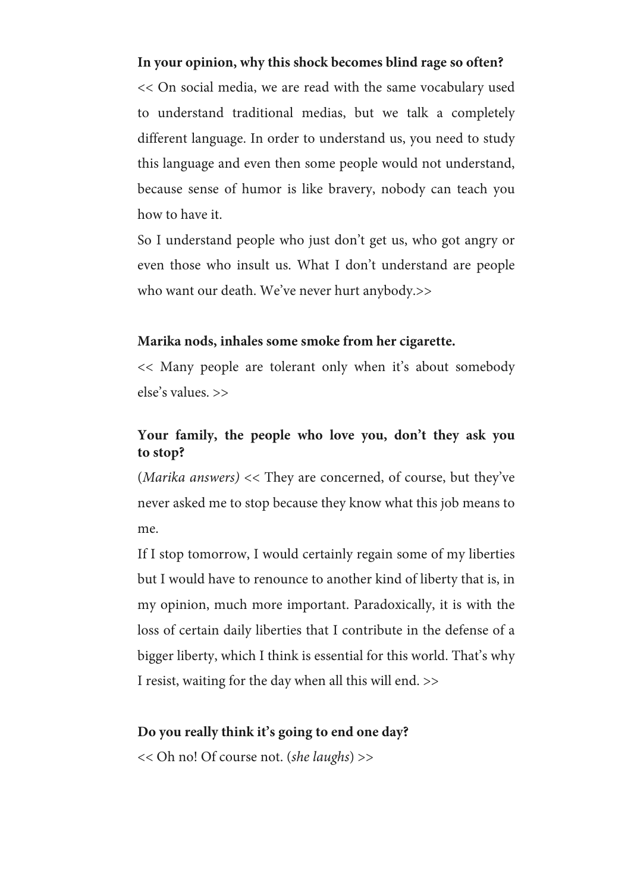**In your opinion, why this shock becomes blind rage so often?**

<< On social media, we are read with the same vocabulary used to understand traditional medias, but we talk a completely different language. In order to understand us, you need to study this language and even then some people would not understand, because sense of humor is like bravery, nobody can teach you how to have it.

So I understand people who just don't get us, who got angry or even those who insult us. What I don't understand are people who want our death. We've never hurt anybody.>>

**Marika nods, inhales some smoke from her cigarette.**

<< Many people are tolerant only when it's about somebody else's values. >>

**Your family, the people who love you, don't they ask you to stop?**

(*Marika answers)* << They are concerned, of course, but they've never asked me to stop because they know what this job means to me.

If I stop tomorrow, I would certainly regain some of my liberties but I would have to renounce to another kind of liberty that is, in my opinion, much more important. Paradoxically, it is with the loss of certain daily liberties that I contribute in the defense of a bigger liberty, which I think is essential for this world. That's why I resist, waiting for the day when all this will end. >>

**Do you really think it's going to end one day?**

<< Oh no! Of course not. (*she laughs*) >>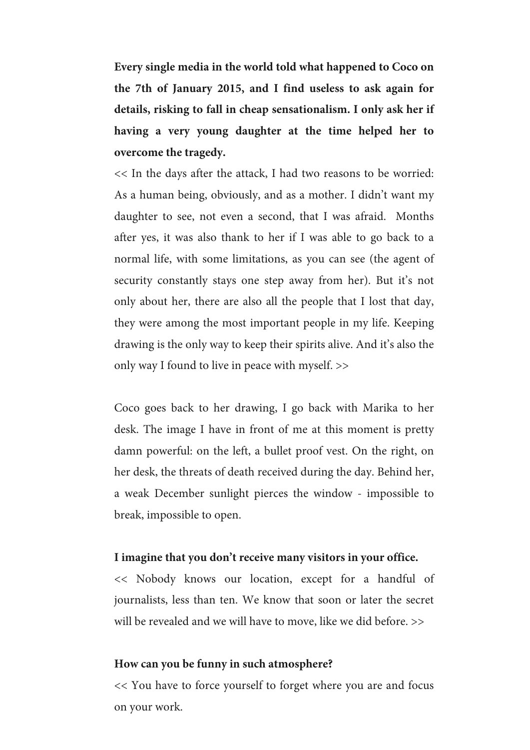**Every single media in the world told what happened to Coco on the 7th of January 2015, and I find useless to ask again for details, risking to fall in cheap sensationalism. I only ask her if having a very young daughter at the time helped her to overcome the tragedy.**

<< In the days after the attack, I had two reasons to be worried: As a human being, obviously, and as a mother. I didn't want my daughter to see, not even a second, that I was afraid. Months after yes, it was also thank to her if I was able to go back to a normal life, with some limitations, as you can see (the agent of security constantly stays one step away from her). But it's not only about her, there are also all the people that I lost that day, they were among the most important people in my life. Keeping drawing is the only way to keep their spirits alive. And it's also the only way I found to live in peace with myself. >>

Coco goes back to her drawing, I go back with Marika to her desk. The image I have in front of me at this moment is pretty damn powerful: on the left, a bullet proof vest. On the right, on her desk, the threats of death received during the day. Behind her, a weak December sunlight pierces the window - impossible to break, impossible to open.

**I imagine that you don't receive many visitors in your office.**

<< Nobody knows our location, except for a handful of journalists, less than ten. We know that soon or later the secret will be revealed and we will have to move, like we did before. >>

**How can you be funny in such atmosphere?**

<< You have to force yourself to forget where you are and focus on your work.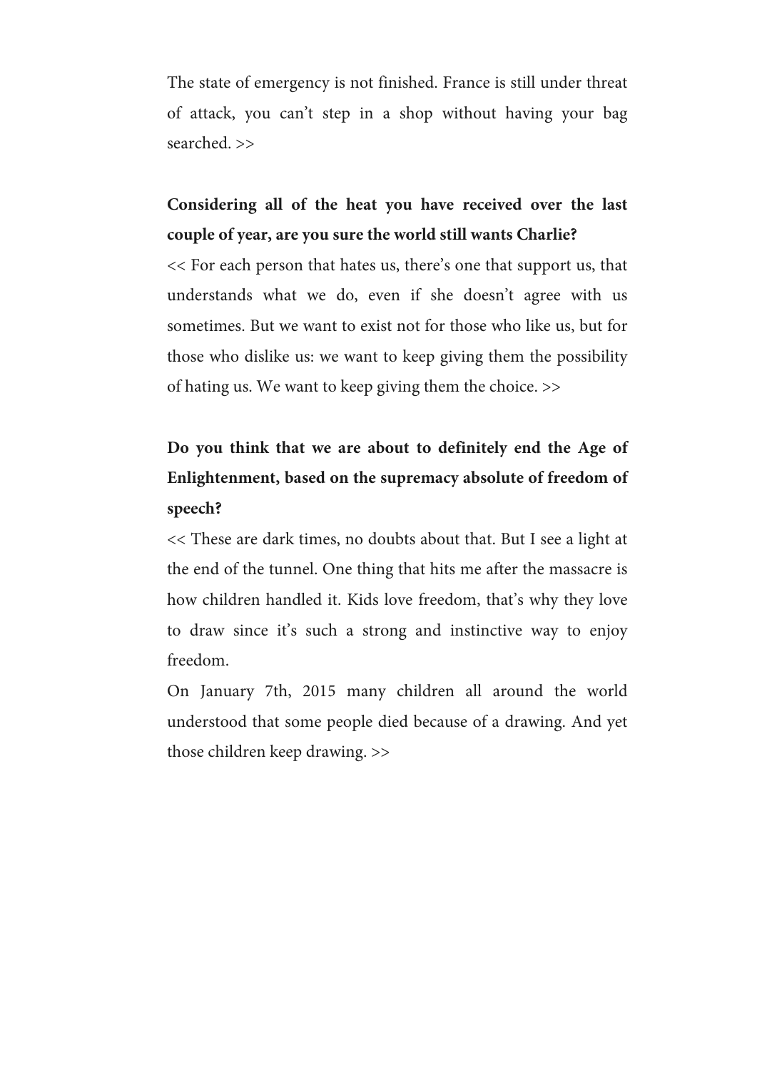The state of emergency is not finished. France is still under threat of attack, you can't step in a shop without having your bag searched. >>

**Considering all of the heat you have received over the last couple of year, are you sure the world still wants Charlie?**

<< For each person that hates us, there's one that support us, that understands what we do, even if she doesn't agree with us sometimes. But we want to exist not for those who like us, but for those who dislike us: we want to keep giving them the possibility of hating us. We want to keep giving them the choice. >>

**Do you think that we are about to definitely end the Age of Enlightenment, based on the supremacy absolute of freedom of speech?**

<< These are dark times, no doubts about that. But I see a light at the end of the tunnel. One thing that hits me after the massacre is how children handled it. Kids love freedom, that's why they love to draw since it's such a strong and instinctive way to enjoy freedom.

On January 7th, 2015 many children all around the world understood that some people died because of a drawing. And yet those children keep drawing. >>